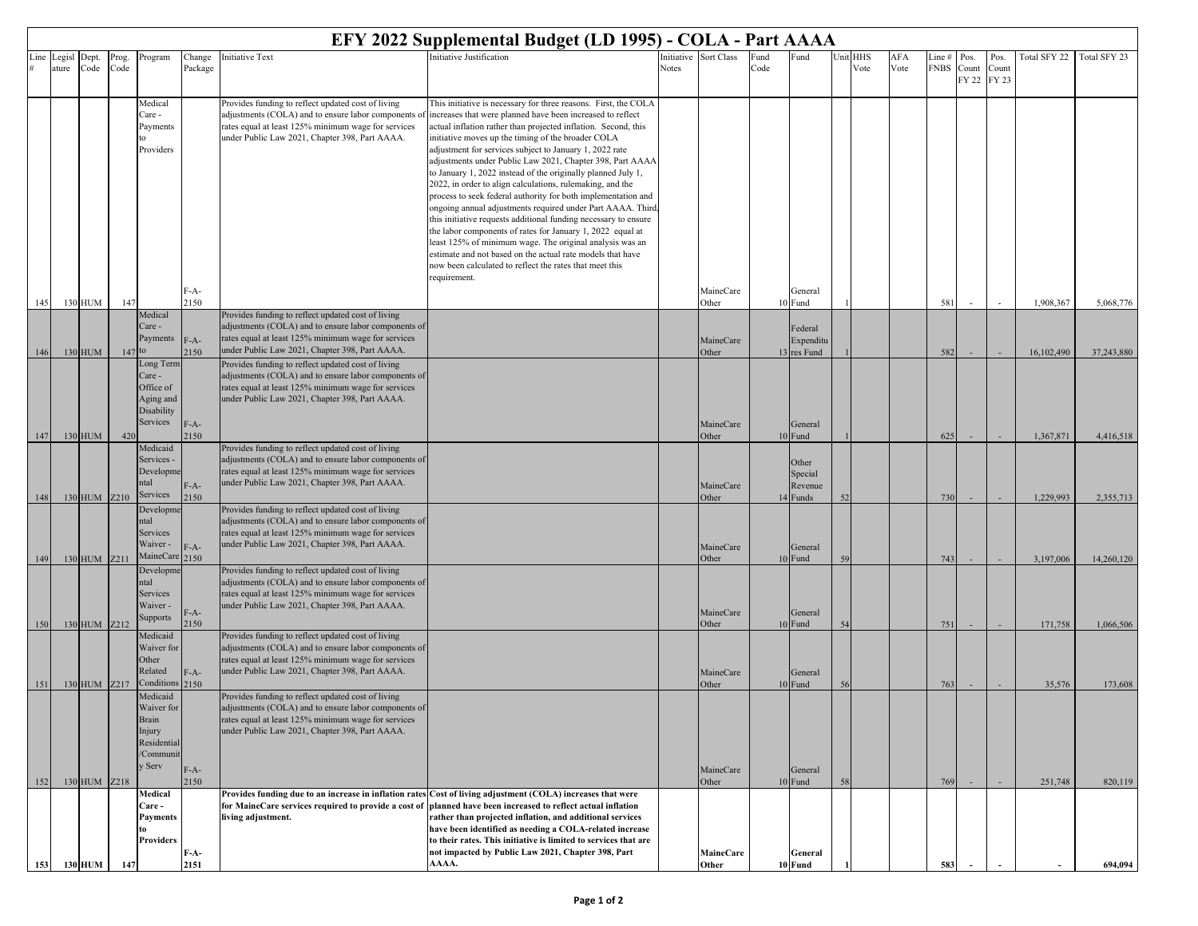# EFY 2022 Supplemental Budget (LD 1995) - COLA - Part AAAA

| Line # | Legislature | Dept. Code | Prog. Code | Program | Change Package | Initiative Text | Initiative Justification | Initiative Notes | Sort Class | Fund Code | Fund | Unit | HHS Vote | AFA Vote | Line # FNBS | Pos. Count FY 22 | Pos. Count FY 23 | Total SFY 22 | Total SFY 23 |
|---|---|---|---|---|---|---|---|---|---|---|---|---|---|---|---|---|---|---|---|
| 145 | 130 | HUM | 147 | Medical Care - Payments to Providers | F-A-2150 | Provides funding to reflect updated cost of living adjustments (COLA) and to ensure labor components of rates equal at least 125% minimum wage for services under Public Law 2021, Chapter 398, Part AAAA. | This initiative is necessary for three reasons. First, the COLA increases that were planned have been increased to reflect actual inflation rather than projected inflation. Second, this initiative moves up the timing of the broader COLA adjustment for services subject to January 1, 2022 rate adjustments under Public Law 2021, Chapter 398, Part AAAA to January 1, 2022 instead of the originally planned July 1, 2022, in order to align calculations, rulemaking, and the process to seek federal authority for both implementation and ongoing annual adjustments required under Part AAAA. Third, this initiative requests additional funding necessary to ensure the labor components of rates for January 1, 2022 equal at least 125% of minimum wage. The original analysis was an estimate and not based on the actual rate models that have now been calculated to reflect the rates that meet this requirement. | | MaineCare Other | 10 | General Fund | 1 | | | 581 | - | - | 1,908,367 | 5,068,776 |
| 146 | 130 | HUM | 147 | Medical Care - Payments to | F-A-2150 | Provides funding to reflect updated cost of living adjustments (COLA) and to ensure labor components of rates equal at least 125% minimum wage for services under Public Law 2021, Chapter 398, Part AAAA. | | | MaineCare Other | 13 | Federal Expenditures Fund | 1 | | | 582 | - | - | 16,102,490 | 37,243,880 |
| 147 | 130 | HUM | 420 | Long Term Care - Office of Aging and Disability Services | F-A-2150 | Provides funding to reflect updated cost of living adjustments (COLA) and to ensure labor components of rates equal at least 125% minimum wage for services under Public Law 2021, Chapter 398, Part AAAA. | | | MaineCare Other | 10 | General Fund | 1 | | | 625 | - | - | 1,367,871 | 4,416,518 |
| 148 | 130 | HUM | Z210 | Medicaid Services - Developmental Services | F-A-2150 | Provides funding to reflect updated cost of living adjustments (COLA) and to ensure labor components of rates equal at least 125% minimum wage for services under Public Law 2021, Chapter 398, Part AAAA. | | | MaineCare Other | 14 | Other Special Revenue Funds | 52 | | | 730 | - | - | 1,229,993 | 2,355,713 |
| 149 | 130 | HUM | Z211 | Developmental Services Waiver - MaineCare | F-A-2150 | Provides funding to reflect updated cost of living adjustments (COLA) and to ensure labor components of rates equal at least 125% minimum wage for services under Public Law 2021, Chapter 398, Part AAAA. | | | MaineCare Other | 10 | General Fund | 59 | | | 743 | - | - | 3,197,006 | 14,260,120 |
| 150 | 130 | HUM | Z212 | Developmental Services Waiver - Supports | F-A-2150 | Provides funding to reflect updated cost of living adjustments (COLA) and to ensure labor components of rates equal at least 125% minimum wage for services under Public Law 2021, Chapter 398, Part AAAA. | | | MaineCare Other | 10 | General Fund | 54 | | | 751 | - | - | 171,758 | 1,066,506 |
| 151 | 130 | HUM | Z217 | Medicaid Waiver for Other Related Conditions | F-A-2150 | Provides funding to reflect updated cost of living adjustments (COLA) and to ensure labor components of rates equal at least 125% minimum wage for services under Public Law 2021, Chapter 398, Part AAAA. | | | MaineCare Other | 10 | General Fund | 56 | | | 763 | - | - | 35,576 | 173,608 |
| 152 | 130 | HUM | Z218 | Medicaid Waiver for Brain Injury Residential/Community Serv | F-A-2150 | Provides funding to reflect updated cost of living adjustments (COLA) and to ensure labor components of rates equal at least 125% minimum wage for services under Public Law 2021, Chapter 398, Part AAAA. | | | MaineCare Other | 10 | General Fund | 58 | | | 769 | - | - | 251,748 | 820,119 |
| **153** | **130** | **HUM** | **147** | **Medical Care - Payments to Providers** | **F-A-2151** | **Provides funding due to an increase in inflation rates for MaineCare services required to provide a cost of living adjustment.** | **Cost of living adjustment (COLA) increases that were planned have been increased to reflect actual inflation rather than projected inflation, and additional services have been identified as needing a COLA-related increase to their rates. This initiative is limited to services that are not impacted by Public Law 2021, Chapter 398, Part AAAA.** | | **MaineCare Other** | **10** | **General Fund** | **1** | | | **583** | **-** | **-** | **-** | **694,094** |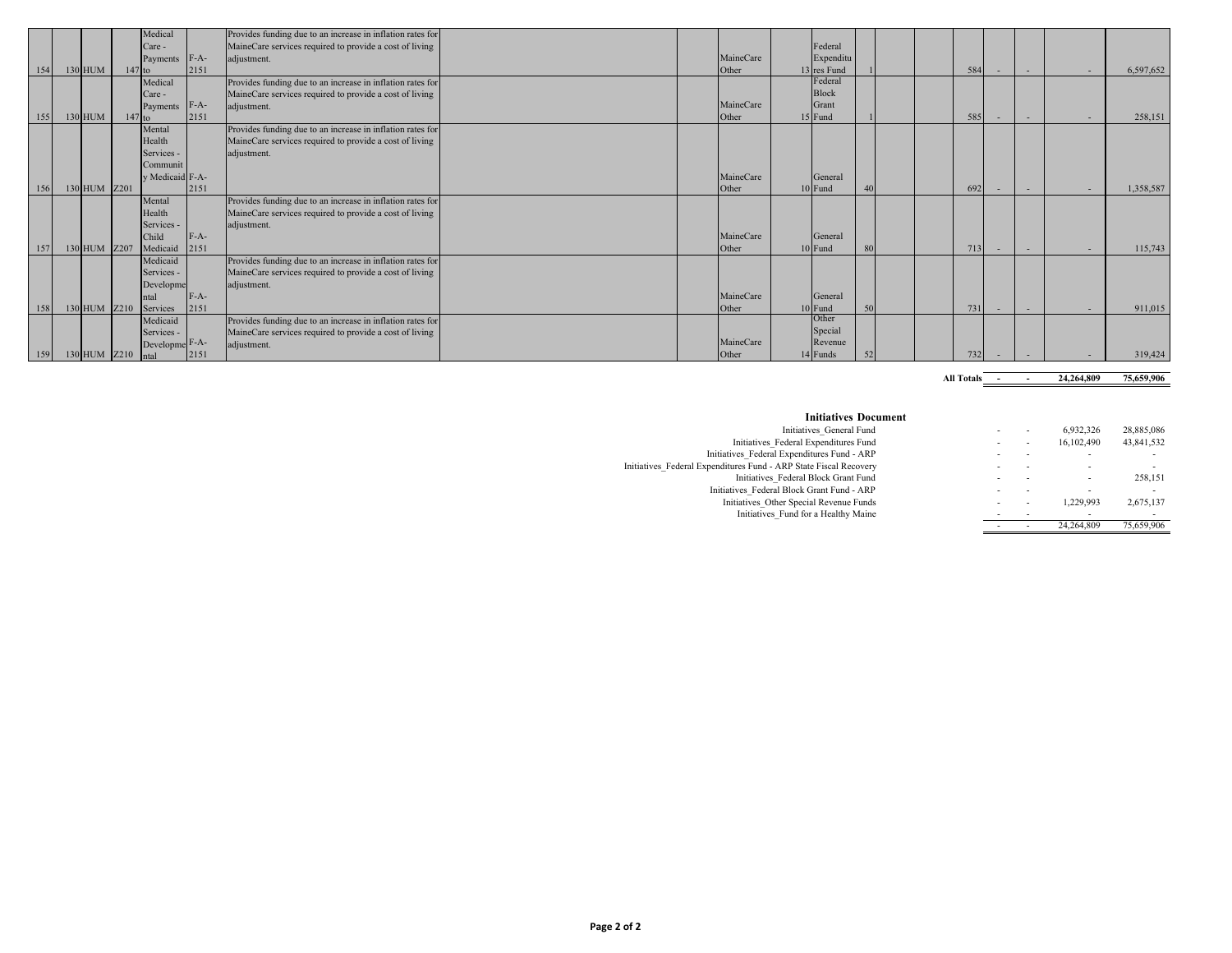| | | | | | | | | | | | | | | | | | | |
|---|---|---|---|---|---|---|---|---|---|---|---|---|---|---|---|---|---|---|
| 154 | 130 | HUM | 147 | Medical Care - Payments to | F-A-2151 | Provides funding due to an increase in inflation rates for MaineCare services required to provide a cost of living adjustment. | | | MaineCare Other | 13 | Federal Expenditures Fund | 1 | | 584 | - | - | - | 6,597,652 |
| 155 | 130 | HUM | 147 | Medical Care - Payments to | F-A-2151 | Provides funding due to an increase in inflation rates for MaineCare services required to provide a cost of living adjustment. | | | MaineCare Other | 15 | Federal Block Grant Fund | 1 | | 585 | - | - | - | 258,151 |
| 156 | 130 | HUM | Z201 | Mental Health Services - Community Medicaid | F-A-2151 | Provides funding due to an increase in inflation rates for MaineCare services required to provide a cost of living adjustment. | | | MaineCare Other | 10 | General Fund | 40 | | 692 | - | - | - | 1,358,587 |
| 157 | 130 | HUM | Z207 | Mental Health Services - Child Medicaid | F-A-2151 | Provides funding due to an increase in inflation rates for MaineCare services required to provide a cost of living adjustment. | | | MaineCare Other | 10 | General Fund | 80 | | 713 | - | - | - | 115,743 |
| 158 | 130 | HUM | Z210 | Medicaid Services - Developmental Services | F-A-2151 | Provides funding due to an increase in inflation rates for MaineCare services required to provide a cost of living adjustment. | | | MaineCare Other | 10 | General Fund | 50 | | 731 | - | - | - | 911,015 |
| 159 | 130 | HUM | Z210 | Medicaid Services - Developmental | F-A-2151 | Provides funding due to an increase in inflation rates for MaineCare services required to provide a cost of living adjustment. | | | MaineCare Other | 14 | Other Special Revenue Funds | 52 | | 732 | - | - | - | 319,424 |
| | | | | | | | | | | | | | | **All Totals** | **-** | **-** | **24,264,809** | **75,659,906** |

### Initiatives Document

| | | | | |
|---|---|---|---|---|
| Initiatives_General Fund | - | - | 6,932,326 | 28,885,086 |
| Initiatives_Federal Expenditures Fund | - | - | 16,102,490 | 43,841,532 |
| Initiatives_Federal Expenditures Fund - ARP | - | - | - | - |
| Initiatives_Federal Expenditures Fund - ARP State Fiscal Recovery | - | - | - | - |
| Initiatives_Federal Block Grant Fund | - | - | - | 258,151 |
| Initiatives_Federal Block Grant Fund - ARP | - | - | - | - |
| Initiatives_Other Special Revenue Funds | - | - | 1,229,993 | 2,675,137 |
| Initiatives_Fund for a Healthy Maine | - | - | - | - |
| | - | - | 24,264,809 | 75,659,906 |